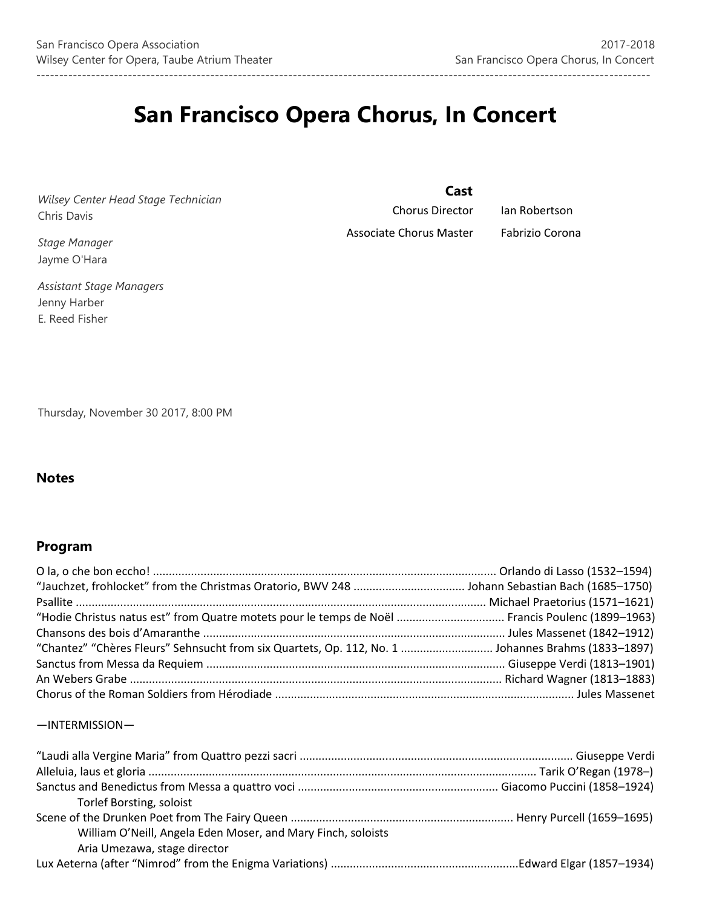# San Francisco Opera Chorus, In Concert

*Wilsey Center Head Stage Technician*
Chris Davis

*Stage Manager*
Jayme O'Hara

*Assistant Stage Managers*
Jenny Harber
E. Reed Fisher

**Cast**

| | |
|---|---|
| Chorus Director | Ian Robertson |
| Associate Chorus Master | Fabrizio Corona |

Thursday, November 30 2017, 8:00 PM

## Notes

## Program

O la, o che bon eccho! ........................................................................................................... Orlando di Lasso (1532–1594)
"Jauchzet, frohlocket" from the Christmas Oratorio, BWV 248 .................................. Johann Sebastian Bach (1685–1750)
Psallite ................................................................................................................................ Michael Praetorius (1571–1621)
"Hodie Christus natus est" from Quatre motets pour le temps de Noël ................................. Francis Poulenc (1899–1963)
Chansons des bois d'Amaranthe .............................................................................................. Jules Massenet (1842–1912)
"Chantez" "Chères Fleurs" Sehnsucht from six Quartets, Op. 112, No. 1 ............................ Johannes Brahms (1833–1897)
Sanctus from Messa da Requiem ............................................................................................ Giuseppe Verdi (1813–1901)
An Webers Grabe .................................................................................................................. Richard Wagner (1813–1883)
Chorus of the Roman Soldiers from Hérodiade ............................................................................................ Jules Massenet

—INTERMISSION—

"Laudi alla Vergine Maria" from Quattro pezzi sacri .................................................................................... Giuseppe Verdi
Alleluia, laus et gloria ......................................................................................................................... Tarik O'Regan (1978–)
Sanctus and Benedictus from Messa a quattro voci .............................................................. Giacomo Puccini (1858–1924)
    Torlef Borsting, soloist
Scene of the Drunken Poet from The Fairy Queen ..................................................................... Henry Purcell (1659–1695)
    William O'Neill, Angela Eden Moser, and Mary Finch, soloists
    Aria Umezawa, stage director
Lux Aeterna (after "Nimrod" from the Enigma Variations) ..........................................................Edward Elgar (1857–1934)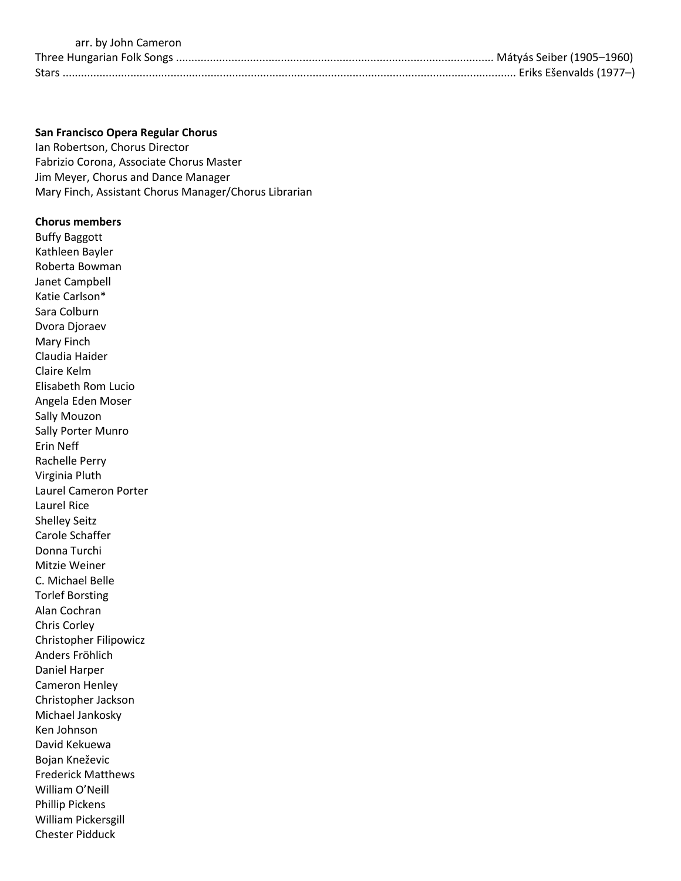arr. by John Cameron

Three Hungarian Folk Songs ..................................................................................................... Mátyás Seiber (1905–1960)

Stars ............................................................................................................................................ Eriks Ešenvalds (1977–)

**San Francisco Opera Regular Chorus**

Ian Robertson, Chorus Director
Fabrizio Corona, Associate Chorus Master
Jim Meyer, Chorus and Dance Manager
Mary Finch, Assistant Chorus Manager/Chorus Librarian

**Chorus members**

Buffy Baggott
Kathleen Bayler
Roberta Bowman
Janet Campbell
Katie Carlson*
Sara Colburn
Dvora Djoraev
Mary Finch
Claudia Haider
Claire Kelm
Elisabeth Rom Lucio
Angela Eden Moser
Sally Mouzon
Sally Porter Munro
Erin Neff
Rachelle Perry
Virginia Pluth
Laurel Cameron Porter
Laurel Rice
Shelley Seitz
Carole Schaffer
Donna Turchi
Mitzie Weiner
C. Michael Belle
Torlef Borsting
Alan Cochran
Chris Corley
Christopher Filipowicz
Anders Fröhlich
Daniel Harper
Cameron Henley
Christopher Jackson
Michael Jankosky
Ken Johnson
David Kekuewa
Bojan Kneževic
Frederick Matthews
William O'Neill
Phillip Pickens
William Pickersgill
Chester Pidduck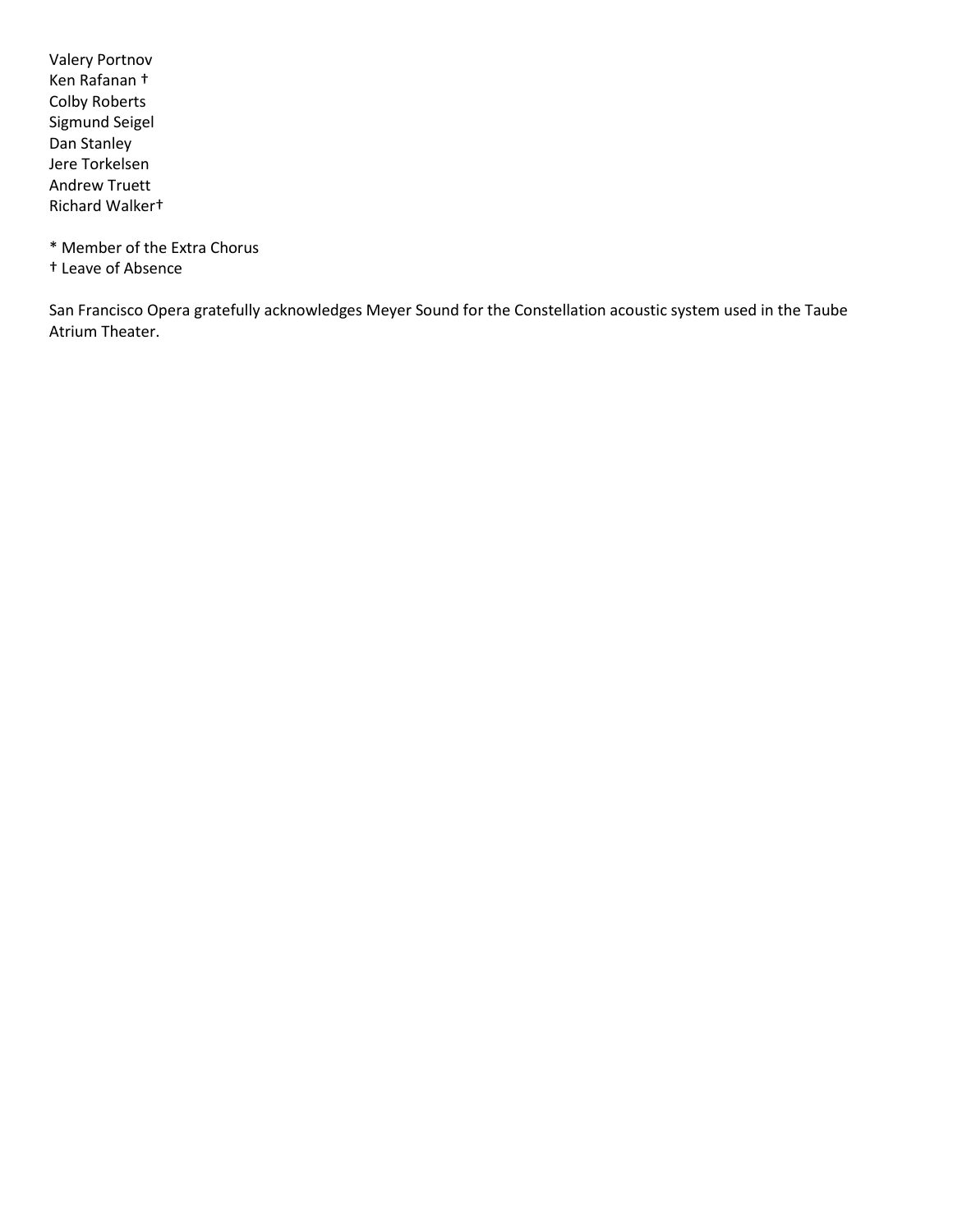Valery Portnov
Ken Rafanan †
Colby Roberts
Sigmund Seigel
Dan Stanley
Jere Torkelsen
Andrew Truett
Richard Walker†

* Member of the Extra Chorus
† Leave of Absence

San Francisco Opera gratefully acknowledges Meyer Sound for the Constellation acoustic system used in the Taube Atrium Theater.